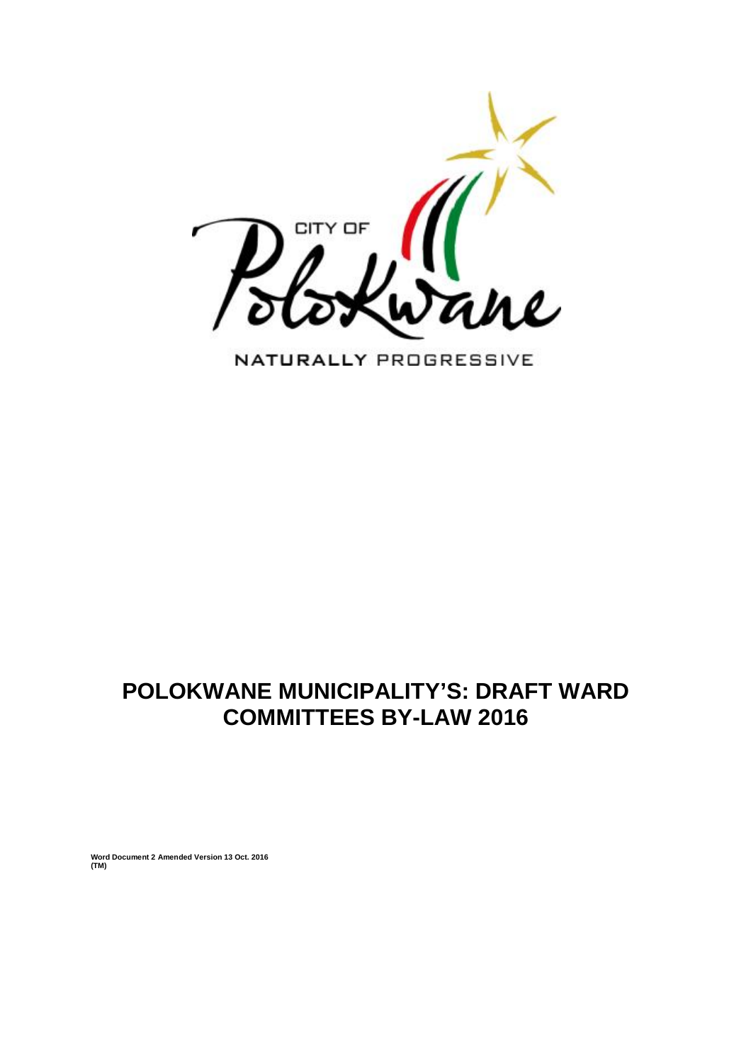CITY OF Polokwane

NATURALLY PROGRESSIVE

# POLOKWANE MUNICIPALITY'S: DRAFT WARD COMMITTEES BY-LAW 2016

**Word Document 2 Amended Version 13 Oct. 2016**
**(TM)**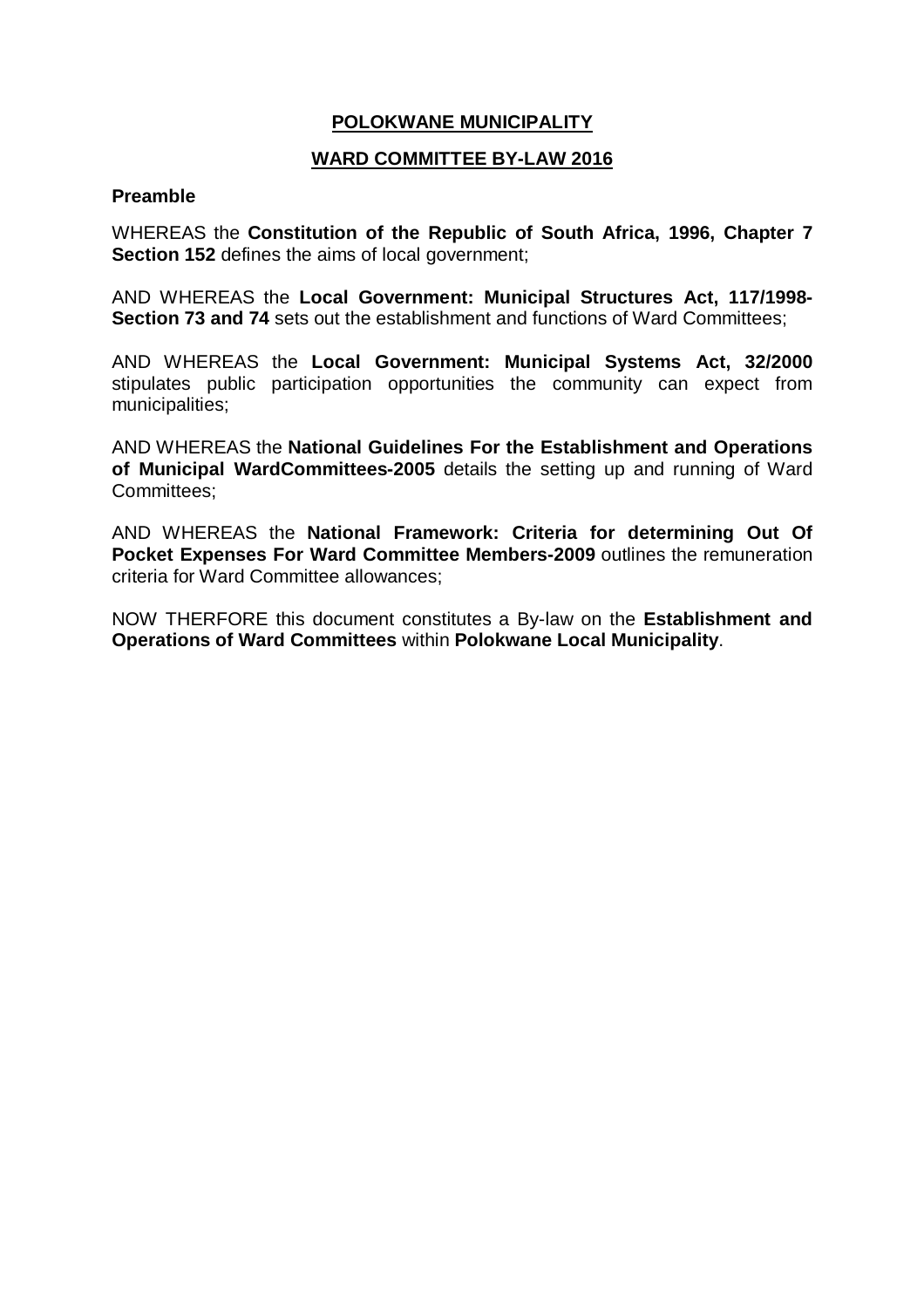**POLOKWANE MUNICIPALITY**

**WARD COMMITTEE BY-LAW 2016**

**Preamble**

WHEREAS the **Constitution of the Republic of South Africa, 1996, Chapter 7 Section 152** defines the aims of local government;

AND WHEREAS the **Local Government: Municipal Structures Act, 117/1998- Section 73 and 74** sets out the establishment and functions of Ward Committees;

AND WHEREAS the **Local Government: Municipal Systems Act, 32/2000** stipulates public participation opportunities the community can expect from municipalities;

AND WHEREAS the **National Guidelines For the Establishment and Operations of Municipal WardCommittees-2005** details the setting up and running of Ward Committees;

AND WHEREAS the **National Framework: Criteria for determining Out Of Pocket Expenses For Ward Committee Members-2009** outlines the remuneration criteria for Ward Committee allowances;

NOW THERFORE this document constitutes a By-law on the **Establishment and Operations of Ward Committees** within **Polokwane Local Municipality**.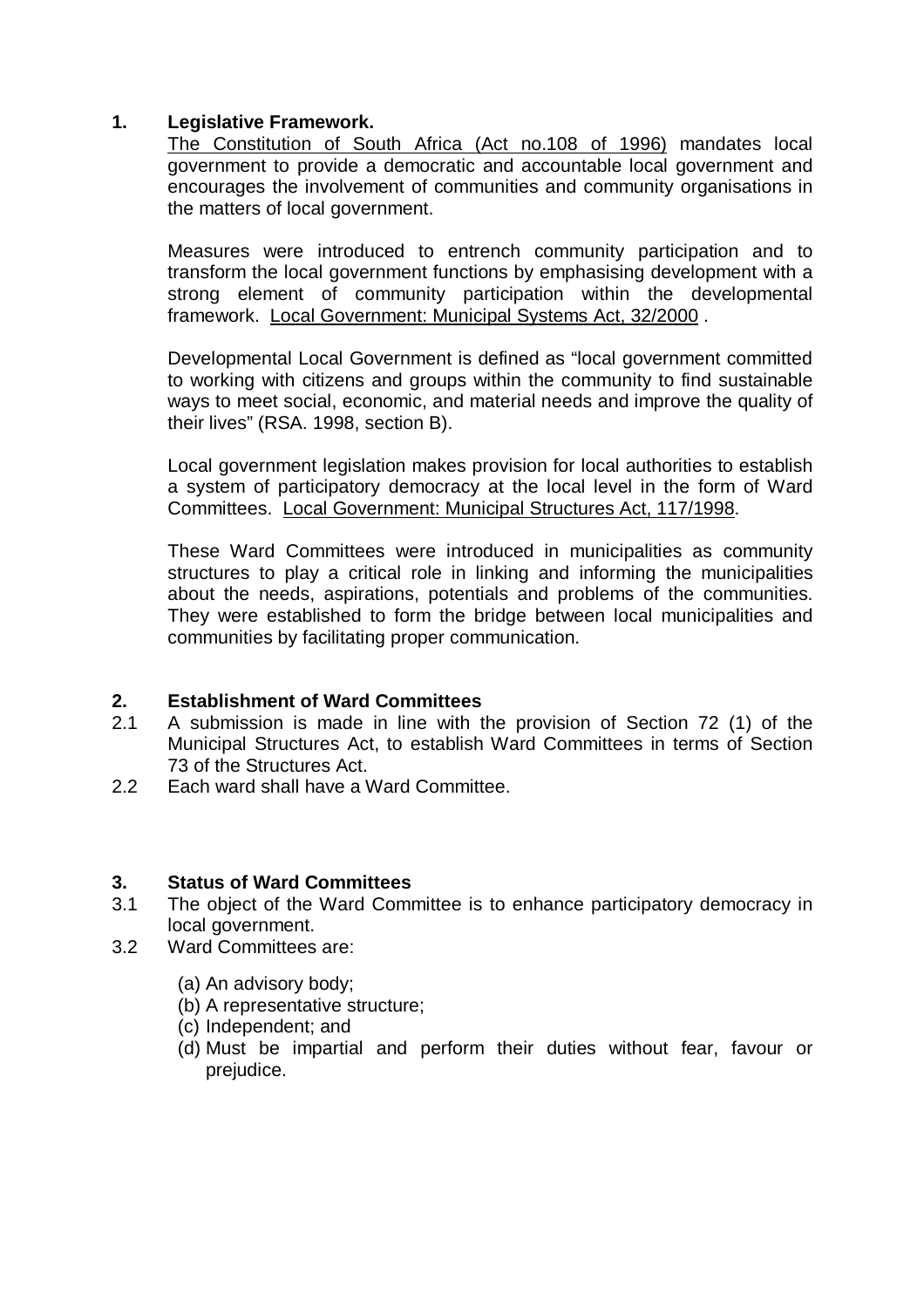## 1. Legislative Framework.

The Constitution of South Africa (Act no.108 of 1996) mandates local government to provide a democratic and accountable local government and encourages the involvement of communities and community organisations in the matters of local government.

Measures were introduced to entrench community participation and to transform the local government functions by emphasising development with a strong element of community participation within the developmental framework. Local Government: Municipal Systems Act, 32/2000 .

Developmental Local Government is defined as "local government committed to working with citizens and groups within the community to find sustainable ways to meet social, economic, and material needs and improve the quality of their lives" (RSA. 1998, section B).

Local government legislation makes provision for local authorities to establish a system of participatory democracy at the local level in the form of Ward Committees. Local Government: Municipal Structures Act, 117/1998.

These Ward Committees were introduced in municipalities as community structures to play a critical role in linking and informing the municipalities about the needs, aspirations, potentials and problems of the communities. They were established to form the bridge between local municipalities and communities by facilitating proper communication.

## 2. Establishment of Ward Committees

2.1 A submission is made in line with the provision of Section 72 (1) of the Municipal Structures Act, to establish Ward Committees in terms of Section 73 of the Structures Act.

2.2 Each ward shall have a Ward Committee.

## 3. Status of Ward Committees

3.1 The object of the Ward Committee is to enhance participatory democracy in local government.

3.2 Ward Committees are:

(a) An advisory body;
(b) A representative structure;
(c) Independent; and
(d) Must be impartial and perform their duties without fear, favour or prejudice.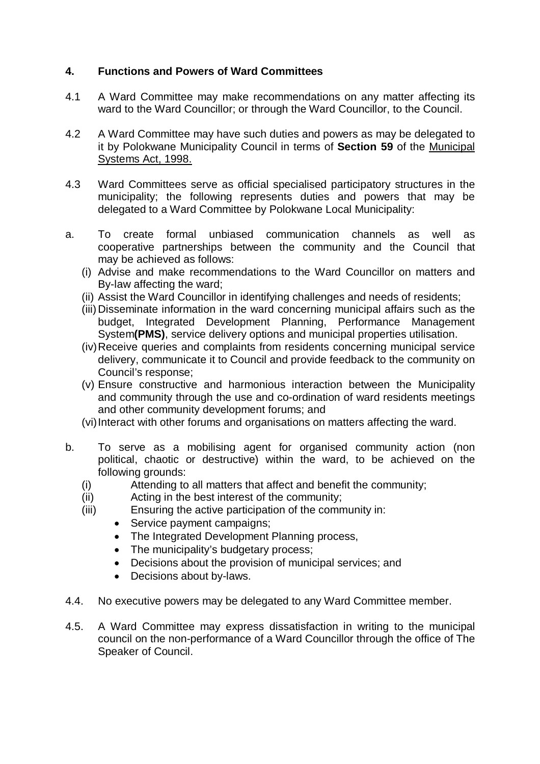## 4. Functions and Powers of Ward Committees

4.1 A Ward Committee may make recommendations on any matter affecting its ward to the Ward Councillor; or through the Ward Councillor, to the Council.

4.2 A Ward Committee may have such duties and powers as may be delegated to it by Polokwane Municipality Council in terms of **Section 59** of the Municipal Systems Act, 1998.

4.3 Ward Committees serve as official specialised participatory structures in the municipality; the following represents duties and powers that may be delegated to a Ward Committee by Polokwane Local Municipality:

a. To create formal unbiased communication channels as well as cooperative partnerships between the community and the Council that may be achieved as follows:
   - (i) Advise and make recommendations to the Ward Councillor on matters and By-law affecting the ward;
   - (ii) Assist the Ward Councillor in identifying challenges and needs of residents;
   - (iii) Disseminate information in the ward concerning municipal affairs such as the budget, Integrated Development Planning, Performance Management System**(PMS)**, service delivery options and municipal properties utilisation.
   - (iv) Receive queries and complaints from residents concerning municipal service delivery, communicate it to Council and provide feedback to the community on Council's response;
   - (v) Ensure constructive and harmonious interaction between the Municipality and community through the use and co-ordination of ward residents meetings and other community development forums; and
   - (vi) Interact with other forums and organisations on matters affecting the ward.

b. To serve as a mobilising agent for organised community action (non political, chaotic or destructive) within the ward, to be achieved on the following grounds:
   - (i) Attending to all matters that affect and benefit the community;
   - (ii) Acting in the best interest of the community;
   - (iii) Ensuring the active participation of the community in:
     - Service payment campaigns;
     - The Integrated Development Planning process,
     - The municipality's budgetary process;
     - Decisions about the provision of municipal services; and
     - Decisions about by-laws.

4.4. No executive powers may be delegated to any Ward Committee member.

4.5. A Ward Committee may express dissatisfaction in writing to the municipal council on the non-performance of a Ward Councillor through the office of The Speaker of Council.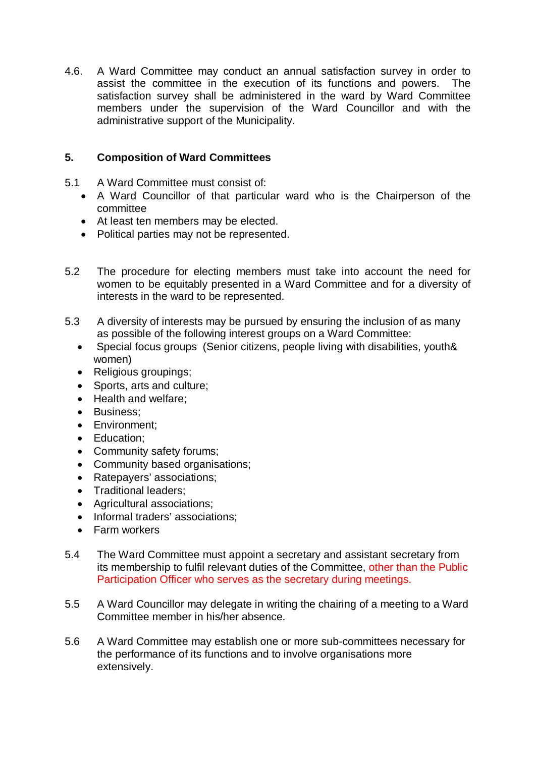4.6. A Ward Committee may conduct an annual satisfaction survey in order to assist the committee in the execution of its functions and powers. The satisfaction survey shall be administered in the ward by Ward Committee members under the supervision of the Ward Councillor and with the administrative support of the Municipality.

## 5. Composition of Ward Committees

5.1 A Ward Committee must consist of:

- A Ward Councillor of that particular ward who is the Chairperson of the committee
- At least ten members may be elected.
- Political parties may not be represented.

5.2 The procedure for electing members must take into account the need for women to be equitably presented in a Ward Committee and for a diversity of interests in the ward to be represented.

5.3 A diversity of interests may be pursued by ensuring the inclusion of as many as possible of the following interest groups on a Ward Committee:

- Special focus groups (Senior citizens, people living with disabilities, youth& women)
- Religious groupings;
- Sports, arts and culture;
- Health and welfare;
- Business;
- Environment;
- Education;
- Community safety forums;
- Community based organisations;
- Ratepayers' associations;
- Traditional leaders;
- Agricultural associations;
- Informal traders' associations;
- Farm workers

5.4 The Ward Committee must appoint a secretary and assistant secretary from its membership to fulfil relevant duties of the Committee, other than the Public Participation Officer who serves as the secretary during meetings.

5.5 A Ward Councillor may delegate in writing the chairing of a meeting to a Ward Committee member in his/her absence.

5.6 A Ward Committee may establish one or more sub-committees necessary for the performance of its functions and to involve organisations more extensively.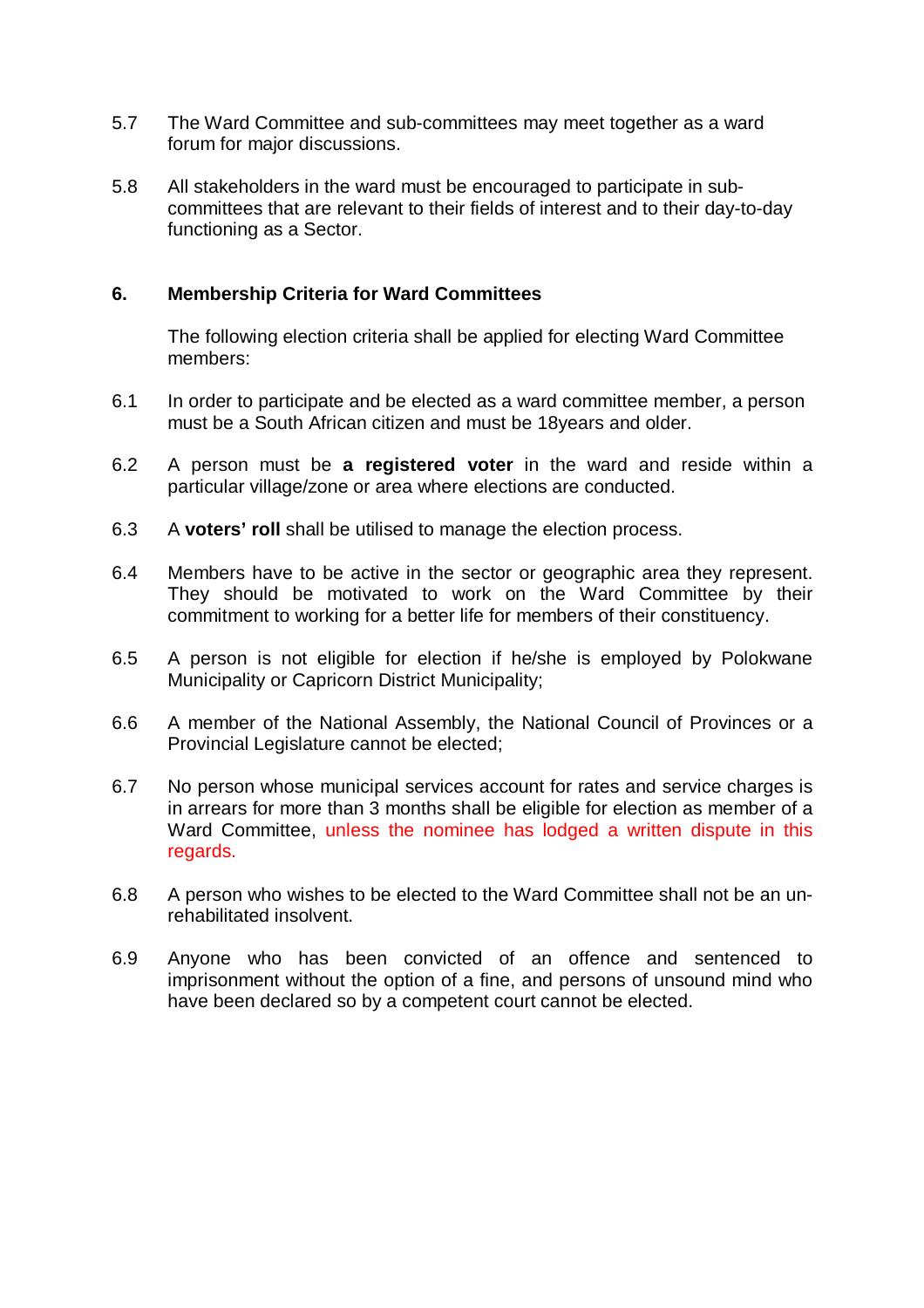5.7 The Ward Committee and sub-committees may meet together as a ward forum for major discussions.

5.8 All stakeholders in the ward must be encouraged to participate in sub-committees that are relevant to their fields of interest and to their day-to-day functioning as a Sector.

## 6. Membership Criteria for Ward Committees

The following election criteria shall be applied for electing Ward Committee members:

6.1 In order to participate and be elected as a ward committee member, a person must be a South African citizen and must be 18years and older.

6.2 A person must be **a registered voter** in the ward and reside within a particular village/zone or area where elections are conducted.

6.3 A **voters' roll** shall be utilised to manage the election process.

6.4 Members have to be active in the sector or geographic area they represent. They should be motivated to work on the Ward Committee by their commitment to working for a better life for members of their constituency.

6.5 A person is not eligible for election if he/she is employed by Polokwane Municipality or Capricorn District Municipality;

6.6 A member of the National Assembly, the National Council of Provinces or a Provincial Legislature cannot be elected;

6.7 No person whose municipal services account for rates and service charges is in arrears for more than 3 months shall be eligible for election as member of a Ward Committee, unless the nominee has lodged a written dispute in this regards.

6.8 A person who wishes to be elected to the Ward Committee shall not be an un-rehabilitated insolvent.

6.9 Anyone who has been convicted of an offence and sentenced to imprisonment without the option of a fine, and persons of unsound mind who have been declared so by a competent court cannot be elected.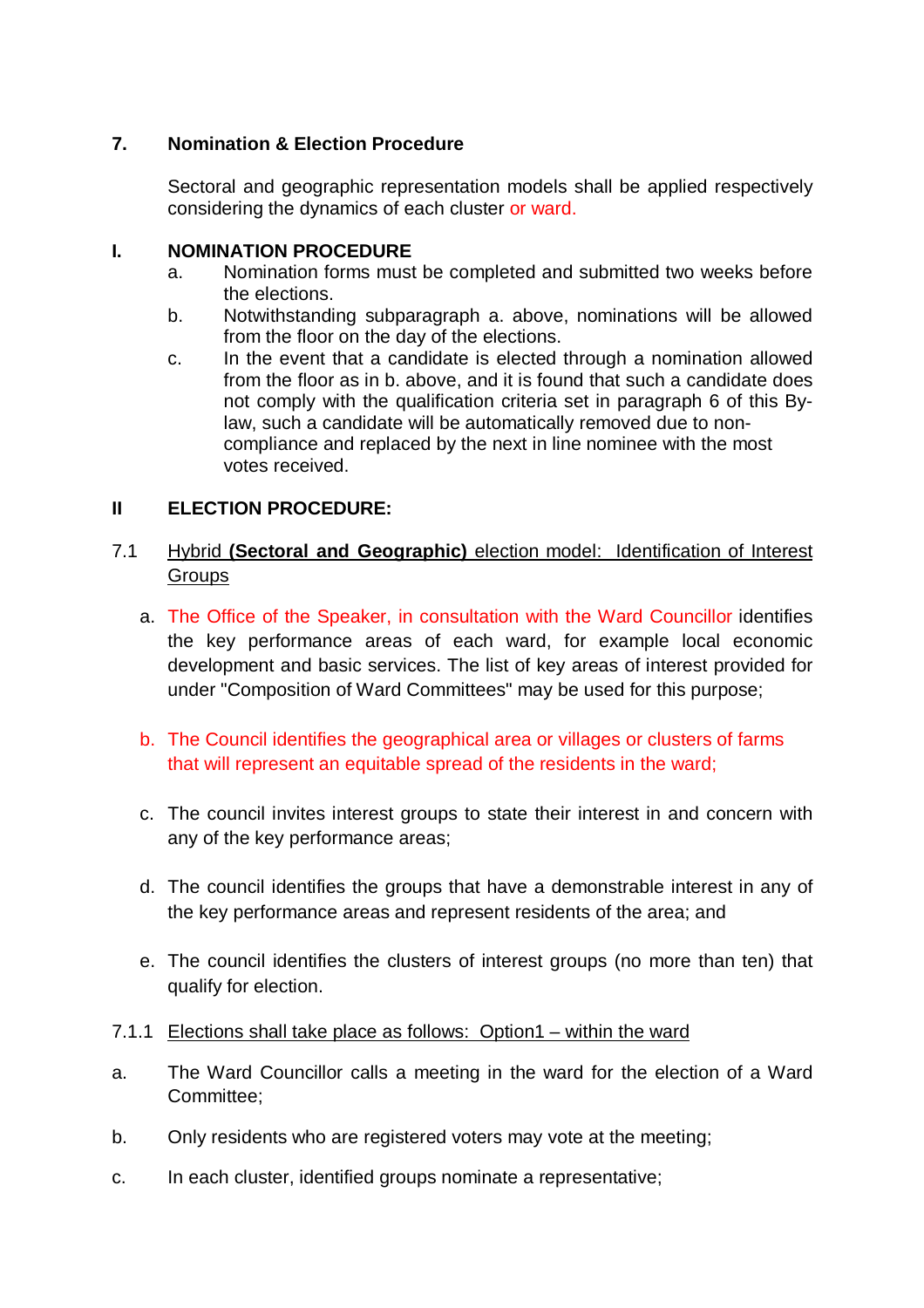## 7. Nomination & Election Procedure

Sectoral and geographic representation models shall be applied respectively considering the dynamics of each cluster or ward.

### I. NOMINATION PROCEDURE

a. Nomination forms must be completed and submitted two weeks before the elections.

b. Notwithstanding subparagraph a. above, nominations will be allowed from the floor on the day of the elections.

c. In the event that a candidate is elected through a nomination allowed from the floor as in b. above, and it is found that such a candidate does not comply with the qualification criteria set in paragraph 6 of this By-law, such a candidate will be automatically removed due to non-compliance and replaced by the next in line nominee with the most votes received.

### II ELECTION PROCEDURE:

7.1 Hybrid **(Sectoral and Geographic)** election model: Identification of Interest Groups

a. The Office of the Speaker, in consultation with the Ward Councillor identifies the key performance areas of each ward, for example local economic development and basic services. The list of key areas of interest provided for under "Composition of Ward Committees" may be used for this purpose;

b. The Council identifies the geographical area or villages or clusters of farms that will represent an equitable spread of the residents in the ward;

c. The council invites interest groups to state their interest in and concern with any of the key performance areas;

d. The council identifies the groups that have a demonstrable interest in any of the key performance areas and represent residents of the area; and

e. The council identifies the clusters of interest groups (no more than ten) that qualify for election.

7.1.1 Elections shall take place as follows: Option1 – within the ward

a. The Ward Councillor calls a meeting in the ward for the election of a Ward Committee;

b. Only residents who are registered voters may vote at the meeting;

c. In each cluster, identified groups nominate a representative;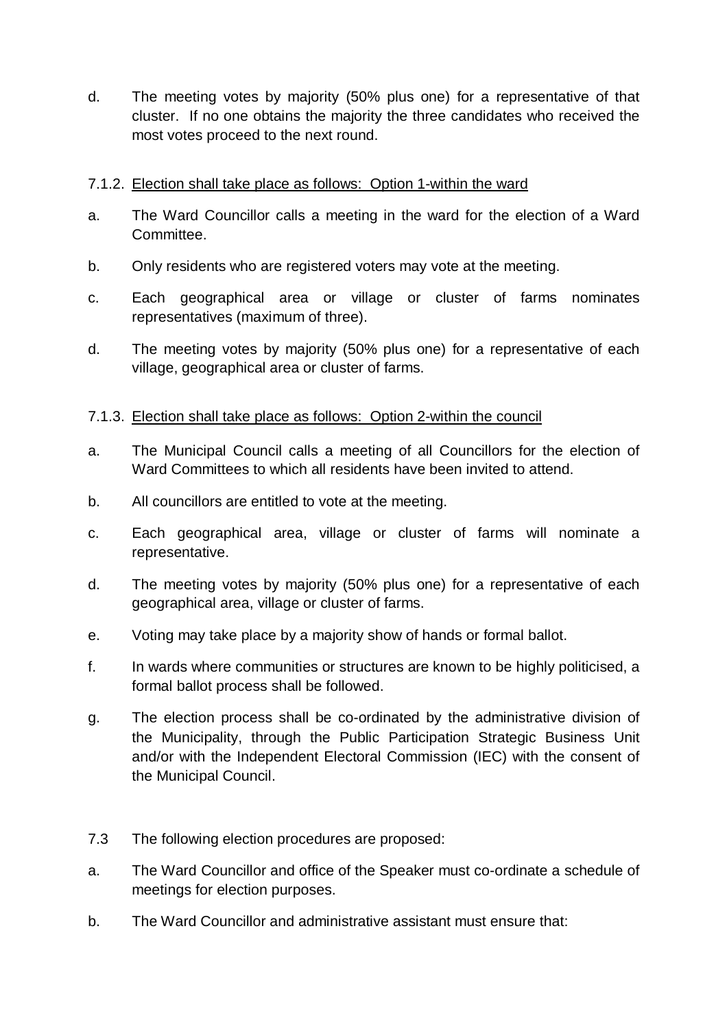d. The meeting votes by majority (50% plus one) for a representative of that cluster. If no one obtains the majority the three candidates who received the most votes proceed to the next round.

7.1.2. Election shall take place as follows: Option 1-within the ward

a. The Ward Councillor calls a meeting in the ward for the election of a Ward Committee.

b. Only residents who are registered voters may vote at the meeting.

c. Each geographical area or village or cluster of farms nominates representatives (maximum of three).

d. The meeting votes by majority (50% plus one) for a representative of each village, geographical area or cluster of farms.

7.1.3. Election shall take place as follows: Option 2-within the council

a. The Municipal Council calls a meeting of all Councillors for the election of Ward Committees to which all residents have been invited to attend.

b. All councillors are entitled to vote at the meeting.

c. Each geographical area, village or cluster of farms will nominate a representative.

d. The meeting votes by majority (50% plus one) for a representative of each geographical area, village or cluster of farms.

e. Voting may take place by a majority show of hands or formal ballot.

f. In wards where communities or structures are known to be highly politicised, a formal ballot process shall be followed.

g. The election process shall be co-ordinated by the administrative division of the Municipality, through the Public Participation Strategic Business Unit and/or with the Independent Electoral Commission (IEC) with the consent of the Municipal Council.

7.3 The following election procedures are proposed:

a. The Ward Councillor and office of the Speaker must co-ordinate a schedule of meetings for election purposes.

b. The Ward Councillor and administrative assistant must ensure that: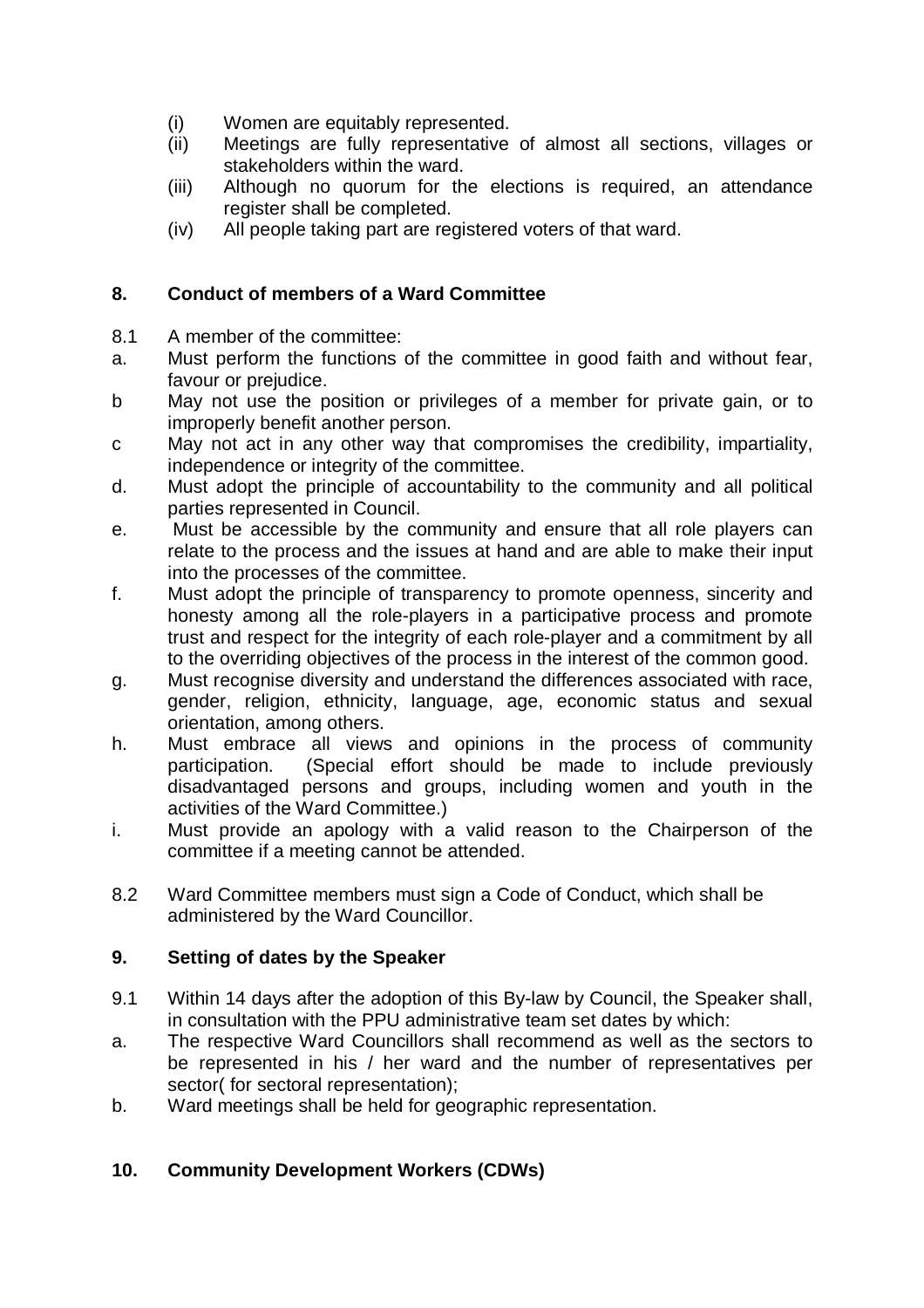(i) Women are equitably represented.
(ii) Meetings are fully representative of almost all sections, villages or stakeholders within the ward.
(iii) Although no quorum for the elections is required, an attendance register shall be completed.
(iv) All people taking part are registered voters of that ward.

## 8. Conduct of members of a Ward Committee

8.1 A member of the committee:

a. Must perform the functions of the committee in good faith and without fear, favour or prejudice.

b May not use the position or privileges of a member for private gain, or to improperly benefit another person.

c May not act in any other way that compromises the credibility, impartiality, independence or integrity of the committee.

d. Must adopt the principle of accountability to the community and all political parties represented in Council.

e. Must be accessible by the community and ensure that all role players can relate to the process and the issues at hand and are able to make their input into the processes of the committee.

f. Must adopt the principle of transparency to promote openness, sincerity and honesty among all the role-players in a participative process and promote trust and respect for the integrity of each role-player and a commitment by all to the overriding objectives of the process in the interest of the common good.

g. Must recognise diversity and understand the differences associated with race, gender, religion, ethnicity, language, age, economic status and sexual orientation, among others.

h. Must embrace all views and opinions in the process of community participation. (Special effort should be made to include previously disadvantaged persons and groups, including women and youth in the activities of the Ward Committee.)

i. Must provide an apology with a valid reason to the Chairperson of the committee if a meeting cannot be attended.

8.2 Ward Committee members must sign a Code of Conduct, which shall be administered by the Ward Councillor.

## 9. Setting of dates by the Speaker

9.1 Within 14 days after the adoption of this By-law by Council, the Speaker shall, in consultation with the PPU administrative team set dates by which:

a. The respective Ward Councillors shall recommend as well as the sectors to be represented in his / her ward and the number of representatives per sector( for sectoral representation);

b. Ward meetings shall be held for geographic representation.

## 10. Community Development Workers (CDWs)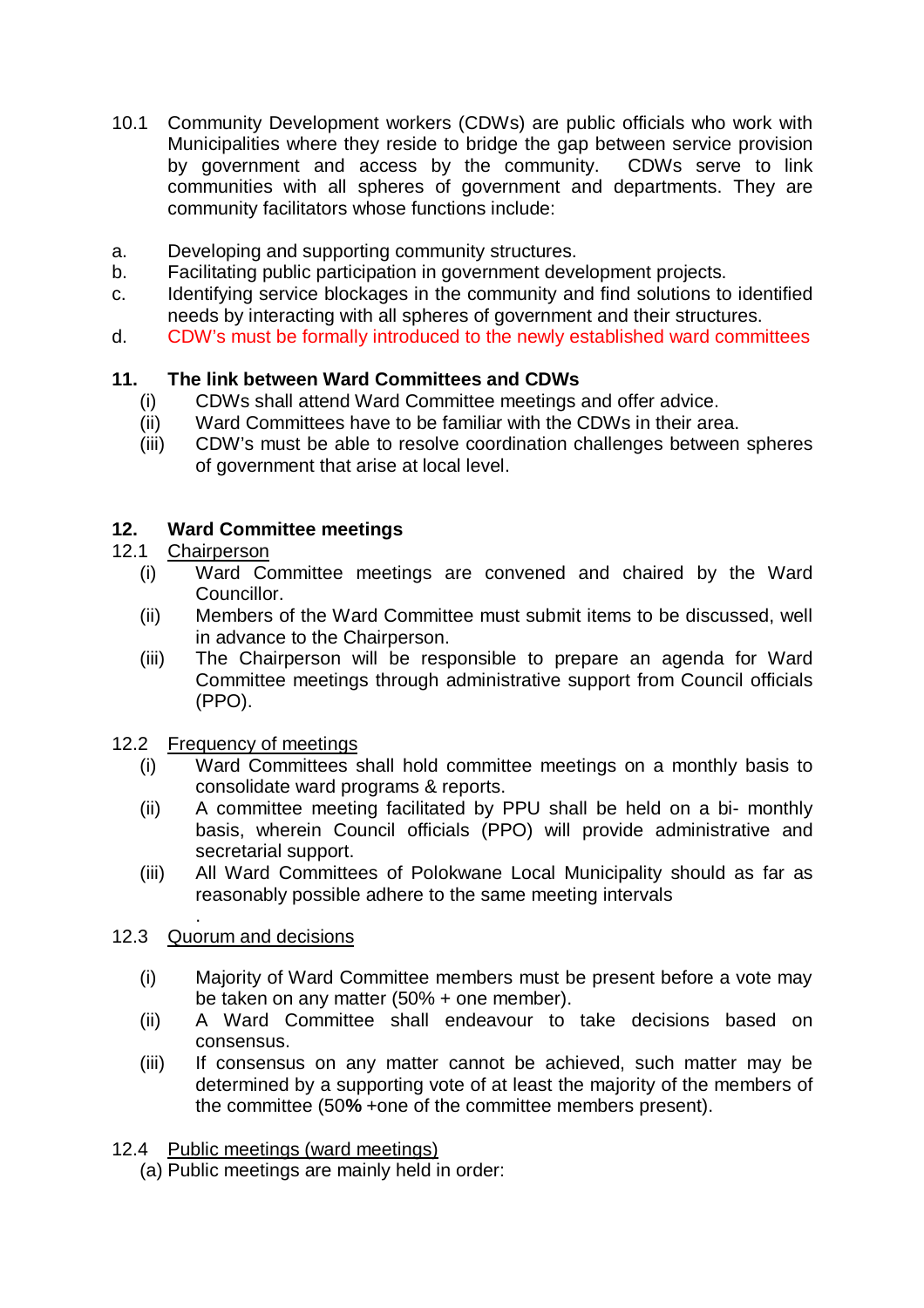10.1 Community Development workers (CDWs) are public officials who work with Municipalities where they reside to bridge the gap between service provision by government and access by the community. CDWs serve to link communities with all spheres of government and departments. They are community facilitators whose functions include:

a. Developing and supporting community structures.
b. Facilitating public participation in government development projects.
c. Identifying service blockages in the community and find solutions to identified needs by interacting with all spheres of government and their structures.
d. CDW's must be formally introduced to the newly established ward committees

## 11. The link between Ward Committees and CDWs

(i) CDWs shall attend Ward Committee meetings and offer advice.
(ii) Ward Committees have to be familiar with the CDWs in their area.
(iii) CDW's must be able to resolve coordination challenges between spheres of government that arise at local level.

## 12. Ward Committee meetings

12.1 Chairperson

(i) Ward Committee meetings are convened and chaired by the Ward Councillor.
(ii) Members of the Ward Committee must submit items to be discussed, well in advance to the Chairperson.
(iii) The Chairperson will be responsible to prepare an agenda for Ward Committee meetings through administrative support from Council officials (PPO).

12.2 Frequency of meetings

(i) Ward Committees shall hold committee meetings on a monthly basis to consolidate ward programs & reports.
(ii) A committee meeting facilitated by PPU shall be held on a bi- monthly basis, wherein Council officials (PPO) will provide administrative and secretarial support.
(iii) All Ward Committees of Polokwane Local Municipality should as far as reasonably possible adhere to the same meeting intervals

.

12.3 Quorum and decisions

(i) Majority of Ward Committee members must be present before a vote may be taken on any matter (50% + one member).
(ii) A Ward Committee shall endeavour to take decisions based on consensus.
(iii) If consensus on any matter cannot be achieved, such matter may be determined by a supporting vote of at least the majority of the members of the committee (50**%** +one of the committee members present).

12.4 Public meetings (ward meetings)

(a) Public meetings are mainly held in order: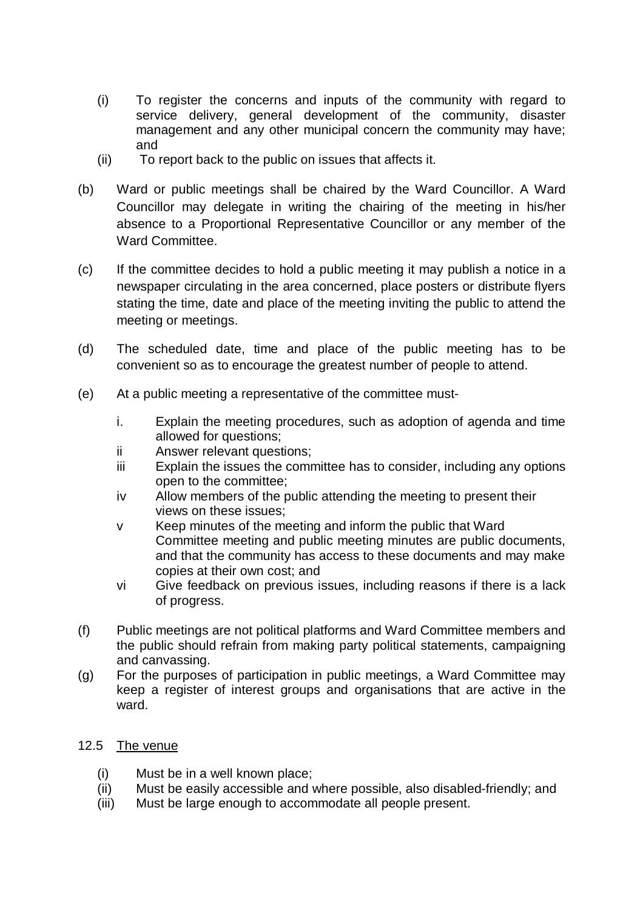(i) To register the concerns and inputs of the community with regard to service delivery, general development of the community, disaster management and any other municipal concern the community may have; and

(ii) To report back to the public on issues that affects it.

(b) Ward or public meetings shall be chaired by the Ward Councillor. A Ward Councillor may delegate in writing the chairing of the meeting in his/her absence to a Proportional Representative Councillor or any member of the Ward Committee.

(c) If the committee decides to hold a public meeting it may publish a notice in a newspaper circulating in the area concerned, place posters or distribute flyers stating the time, date and place of the meeting inviting the public to attend the meeting or meetings.

(d) The scheduled date, time and place of the public meeting has to be convenient so as to encourage the greatest number of people to attend.

(e) At a public meeting a representative of the committee must-

i. Explain the meeting procedures, such as adoption of agenda and time allowed for questions;

ii Answer relevant questions;

iii Explain the issues the committee has to consider, including any options open to the committee;

iv Allow members of the public attending the meeting to present their views on these issues;

v Keep minutes of the meeting and inform the public that Ward Committee meeting and public meeting minutes are public documents, and that the community has access to these documents and may make copies at their own cost; and

vi Give feedback on previous issues, including reasons if there is a lack of progress.

(f) Public meetings are not political platforms and Ward Committee members and the public should refrain from making party political statements, campaigning and canvassing.

(g) For the purposes of participation in public meetings, a Ward Committee may keep a register of interest groups and organisations that are active in the ward.

12.5 <u>The venue</u>

(i) Must be in a well known place;

(ii) Must be easily accessible and where possible, also disabled-friendly; and

(iii) Must be large enough to accommodate all people present.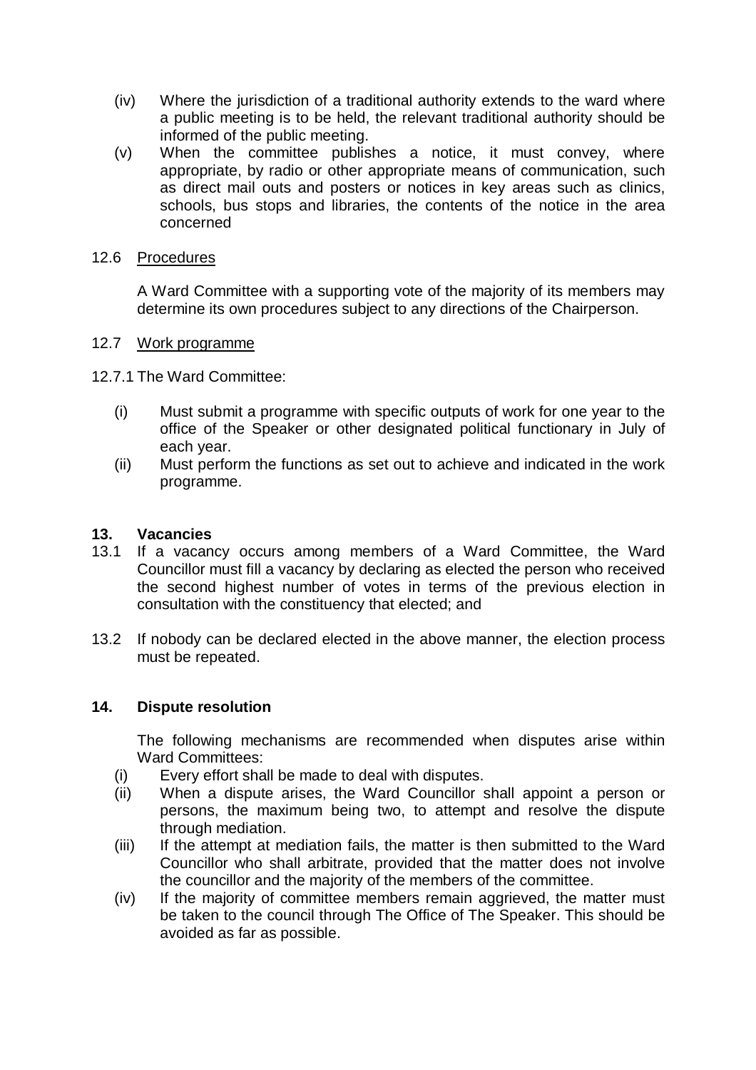(iv) Where the jurisdiction of a traditional authority extends to the ward where a public meeting is to be held, the relevant traditional authority should be informed of the public meeting.

(v) When the committee publishes a notice, it must convey, where appropriate, by radio or other appropriate means of communication, such as direct mail outs and posters or notices in key areas such as clinics, schools, bus stops and libraries, the contents of the notice in the area concerned

12.6 <u>Procedures</u>

A Ward Committee with a supporting vote of the majority of its members may determine its own procedures subject to any directions of the Chairperson.

12.7 <u>Work programme</u>

12.7.1 The Ward Committee:

(i) Must submit a programme with specific outputs of work for one year to the office of the Speaker or other designated political functionary in July of each year.

(ii) Must perform the functions as set out to achieve and indicated in the work programme.

## 13. Vacancies

13.1 If a vacancy occurs among members of a Ward Committee, the Ward Councillor must fill a vacancy by declaring as elected the person who received the second highest number of votes in terms of the previous election in consultation with the constituency that elected; and

13.2 If nobody can be declared elected in the above manner, the election process must be repeated.

## 14. Dispute resolution

The following mechanisms are recommended when disputes arise within Ward Committees:

(i) Every effort shall be made to deal with disputes.

(ii) When a dispute arises, the Ward Councillor shall appoint a person or persons, the maximum being two, to attempt and resolve the dispute through mediation.

(iii) If the attempt at mediation fails, the matter is then submitted to the Ward Councillor who shall arbitrate, provided that the matter does not involve the councillor and the majority of the members of the committee.

(iv) If the majority of committee members remain aggrieved, the matter must be taken to the council through The Office of The Speaker. This should be avoided as far as possible.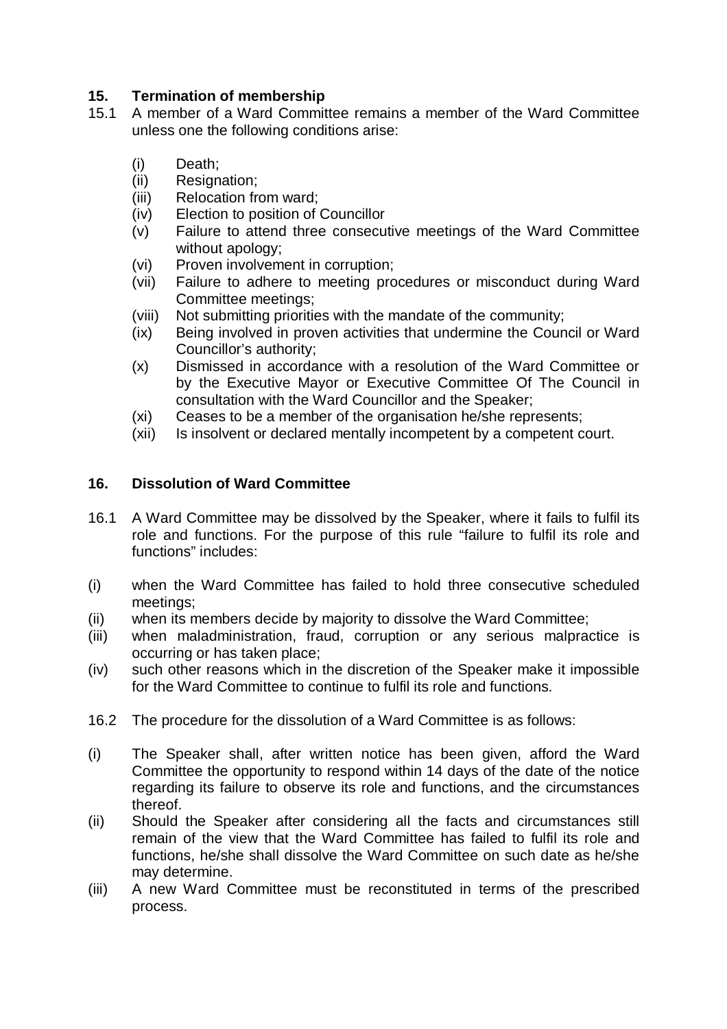## 15. Termination of membership

15.1 A member of a Ward Committee remains a member of the Ward Committee unless one the following conditions arise:

- (i) Death;
- (ii) Resignation;
- (iii) Relocation from ward;
- (iv) Election to position of Councillor
- (v) Failure to attend three consecutive meetings of the Ward Committee without apology;
- (vi) Proven involvement in corruption;
- (vii) Failure to adhere to meeting procedures or misconduct during Ward Committee meetings;
- (viii) Not submitting priorities with the mandate of the community;
- (ix) Being involved in proven activities that undermine the Council or Ward Councillor's authority;
- (x) Dismissed in accordance with a resolution of the Ward Committee or by the Executive Mayor or Executive Committee Of The Council in consultation with the Ward Councillor and the Speaker;
- (xi) Ceases to be a member of the organisation he/she represents;
- (xii) Is insolvent or declared mentally incompetent by a competent court.

## 16. Dissolution of Ward Committee

16.1 A Ward Committee may be dissolved by the Speaker, where it fails to fulfil its role and functions. For the purpose of this rule "failure to fulfil its role and functions" includes:

- (i) when the Ward Committee has failed to hold three consecutive scheduled meetings;
- (ii) when its members decide by majority to dissolve the Ward Committee;
- (iii) when maladministration, fraud, corruption or any serious malpractice is occurring or has taken place;
- (iv) such other reasons which in the discretion of the Speaker make it impossible for the Ward Committee to continue to fulfil its role and functions.

16.2 The procedure for the dissolution of a Ward Committee is as follows:

- (i) The Speaker shall, after written notice has been given, afford the Ward Committee the opportunity to respond within 14 days of the date of the notice regarding its failure to observe its role and functions, and the circumstances thereof.
- (ii) Should the Speaker after considering all the facts and circumstances still remain of the view that the Ward Committee has failed to fulfil its role and functions, he/she shall dissolve the Ward Committee on such date as he/she may determine.
- (iii) A new Ward Committee must be reconstituted in terms of the prescribed process.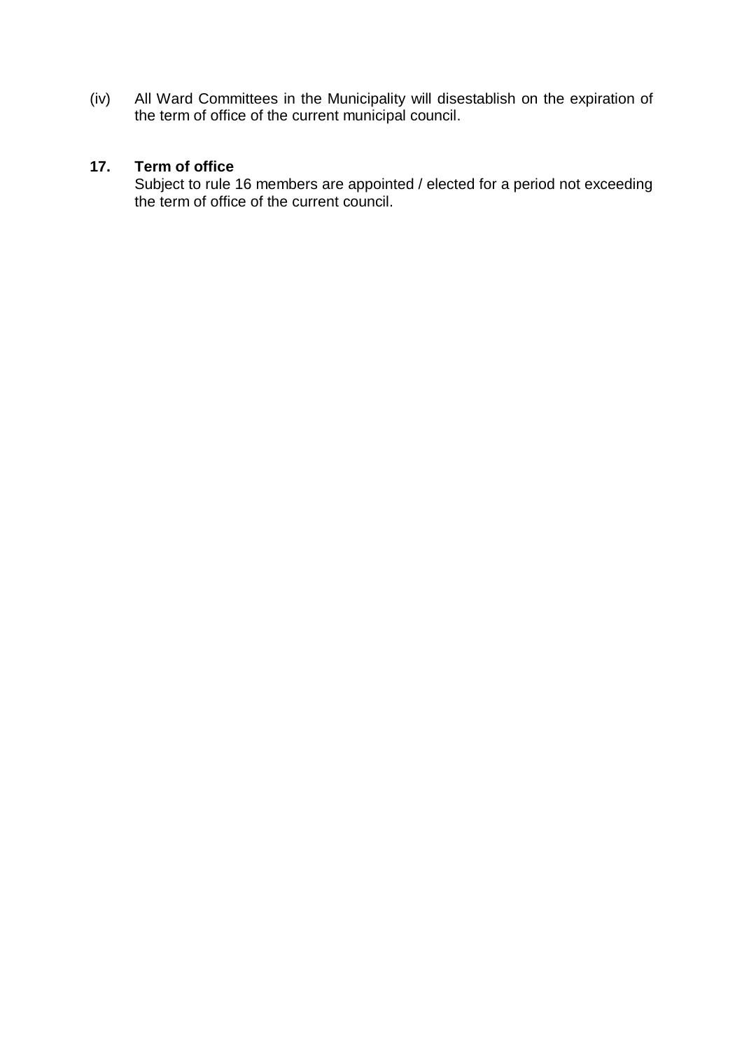(iv) All Ward Committees in the Municipality will disestablish on the expiration of the term of office of the current municipal council.

## 17. Term of office

Subject to rule 16 members are appointed / elected for a period not exceeding the term of office of the current council.